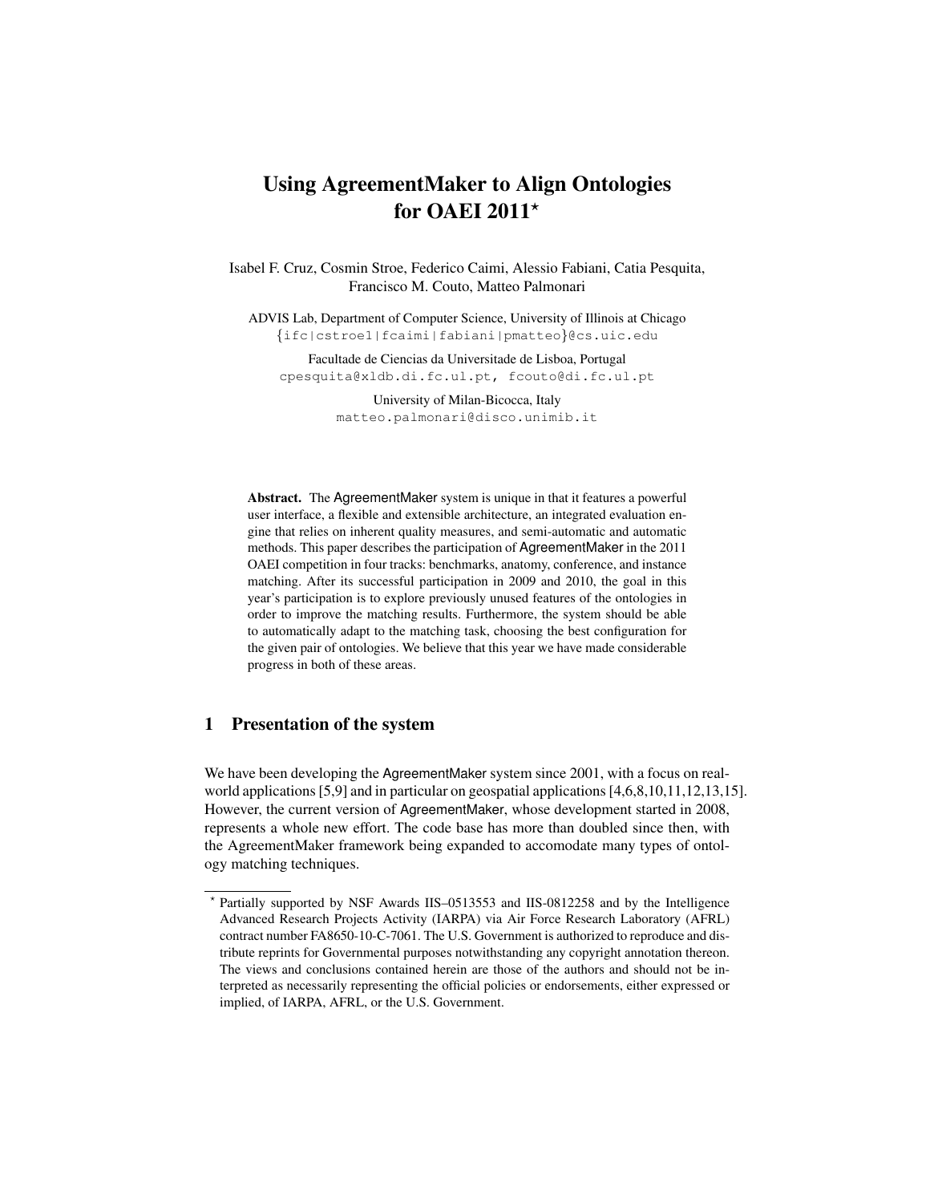# Using AgreementMaker to Align Ontologies for OAEI 2011*

Isabel F. Cruz, Cosmin Stroe, Federico Caimi, Alessio Fabiani, Catia Pesquita, Francisco M. Couto, Matteo Palmonari

ADVIS Lab, Department of Computer Science, University of Illinois at Chicago
{ifc|cstroe1|fcaimi|fabiani|pmatteo}@cs.uic.edu

Facultade de Ciencias da Universidade de Lisboa, Portugal
cpesquita@xldb.di.fc.ul.pt, fcouto@di.fc.ul.pt

University of Milan-Bicocca, Italy
matteo.palmonari@disco.unimib.it

**Abstract.** The AgreementMaker system is unique in that it features a powerful user interface, a flexible and extensible architecture, an integrated evaluation engine that relies on inherent quality measures, and semi-automatic and automatic methods. This paper describes the participation of AgreementMaker in the 2011 OAEI competition in four tracks: benchmarks, anatomy, conference, and instance matching. After its successful participation in 2009 and 2010, the goal in this year's participation is to explore previously unused features of the ontologies in order to improve the matching results. Furthermore, the system should be able to automatically adapt to the matching task, choosing the best configuration for the given pair of ontologies. We believe that this year we have made considerable progress in both of these areas.

## 1 Presentation of the system

We have been developing the AgreementMaker system since 2001, with a focus on real-world applications [5,9] and in particular on geospatial applications [4,6,8,10,11,12,13,15]. However, the current version of AgreementMaker, whose development started in 2008, represents a whole new effort. The code base has more than doubled since then, with the AgreementMaker framework being expanded to accomodate many types of ontology matching techniques.

* Partially supported by NSF Awards IIS–0513553 and IIS-0812258 and by the Intelligence Advanced Research Projects Activity (IARPA) via Air Force Research Laboratory (AFRL) contract number FA8650-10-C-7061. The U.S. Government is authorized to reproduce and distribute reprints for Governmental purposes notwithstanding any copyright annotation thereon. The views and conclusions contained herein are those of the authors and should not be interpreted as necessarily representing the official policies or endorsements, either expressed or implied, of IARPA, AFRL, or the U.S. Government.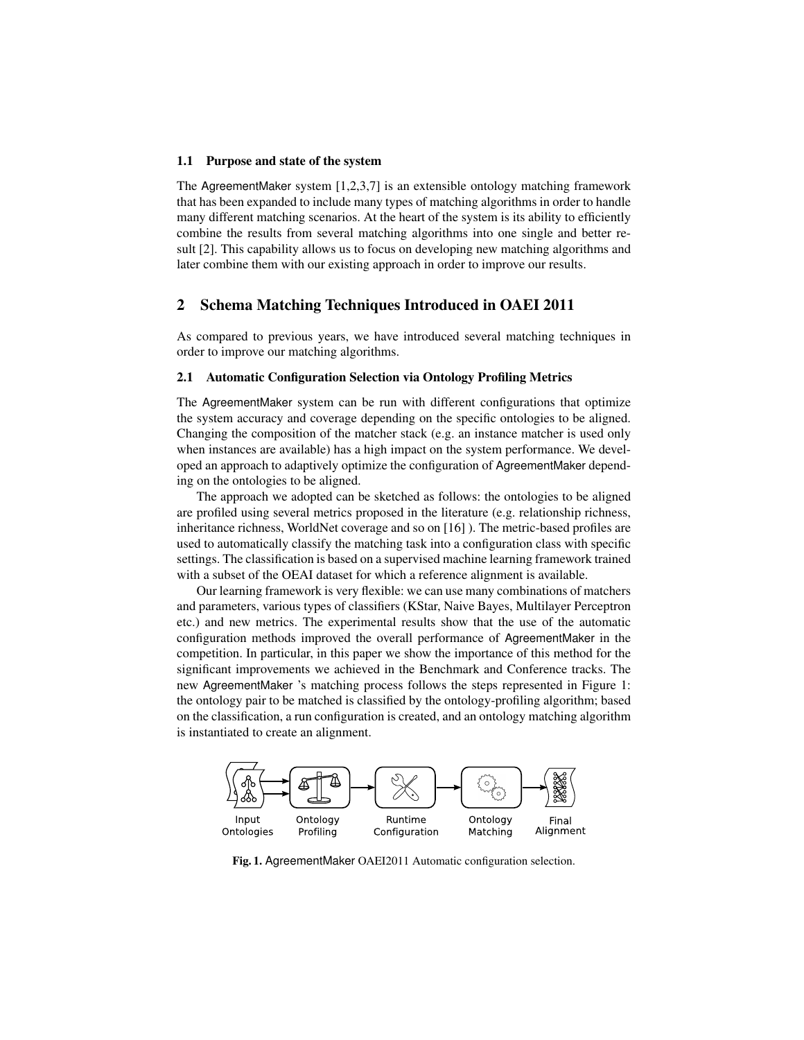### 1.1 Purpose and state of the system

The AgreementMaker system [1,2,3,7] is an extensible ontology matching framework that has been expanded to include many types of matching algorithms in order to handle many different matching scenarios. At the heart of the system is its ability to efficiently combine the results from several matching algorithms into one single and better result [2]. This capability allows us to focus on developing new matching algorithms and later combine them with our existing approach in order to improve our results.

## 2 Schema Matching Techniques Introduced in OAEI 2011

As compared to previous years, we have introduced several matching techniques in order to improve our matching algorithms.

### 2.1 Automatic Configuration Selection via Ontology Profiling Metrics

The AgreementMaker system can be run with different configurations that optimize the system accuracy and coverage depending on the specific ontologies to be aligned. Changing the composition of the matcher stack (e.g. an instance matcher is used only when instances are available) has a high impact on the system performance. We developed an approach to adaptively optimize the configuration of AgreementMaker depending on the ontologies to be aligned.

The approach we adopted can be sketched as follows: the ontologies to be aligned are profiled using several metrics proposed in the literature (e.g. relationship richness, inheritance richness, WorldNet coverage and so on [16] ). The metric-based profiles are used to automatically classify the matching task into a configuration class with specific settings. The classification is based on a supervised machine learning framework trained with a subset of the OEAI dataset for which a reference alignment is available.

Our learning framework is very flexible: we can use many combinations of matchers and parameters, various types of classifiers (KStar, Naive Bayes, Multilayer Perceptron etc.) and new metrics. The experimental results show that the use of the automatic configuration methods improved the overall performance of AgreementMaker in the competition. In particular, in this paper we show the importance of this method for the significant improvements we achieved in the Benchmark and Conference tracks. The new AgreementMaker 's matching process follows the steps represented in Figure 1: the ontology pair to be matched is classified by the ontology-profiling algorithm; based on the classification, a run configuration is created, and an ontology matching algorithm is instantiated to create an alignment.

Input Ontologies → Ontology Profiling → Runtime Configuration → Ontology Matching → Final Alignment

**Fig. 1.** AgreementMaker OAEI2011 Automatic configuration selection.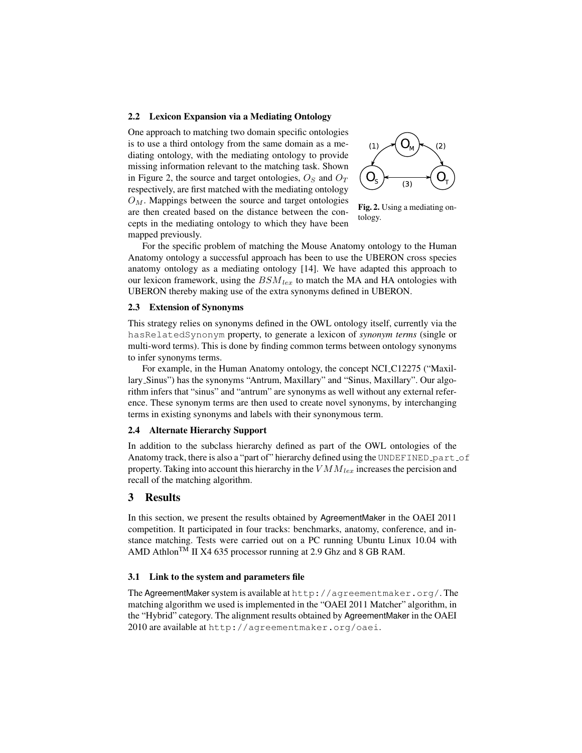### 2.2 Lexicon Expansion via a Mediating Ontology

One approach to matching two domain specific ontologies is to use a third ontology from the same domain as a mediating ontology, with the mediating ontology to provide missing information relevant to the matching task. Shown in Figure 2, the source and target ontologies, $O_S$ and $O_T$ respectively, are first matched with the mediating ontology $O_M$. Mappings between the source and target ontologies are then created based on the distance between the concepts in the mediating ontology to which they have been mapped previously.

**Fig. 2.** Using a mediating ontology.

For the specific problem of matching the Mouse Anatomy ontology to the Human Anatomy ontology a successful approach has been to use the UBERON cross species anatomy ontology as a mediating ontology [14]. We have adapted this approach to our lexicon framework, using the $BSM_{lex}$ to match the MA and HA ontologies with UBERON thereby making use of the extra synonyms defined in UBERON.

### 2.3 Extension of Synonyms

This strategy relies on synonyms defined in the OWL ontology itself, currently via the `hasRelatedSynonym` property, to generate a lexicon of *synonym terms* (single or multi-word terms). This is done by finding common terms between ontology synonyms to infer synonyms terms.

For example, in the Human Anatomy ontology, the concept NCI_C12275 ("Maxillary_Sinus") has the synonyms "Antrum, Maxillary" and "Sinus, Maxillary". Our algorithm infers that "sinus" and "antrum" are synonyms as well without any external reference. These synonym terms are then used to create novel synonyms, by interchanging terms in existing synonyms and labels with their synonymous term.

### 2.4 Alternate Hierarchy Support

In addition to the subclass hierarchy defined as part of the OWL ontologies of the Anatomy track, there is also a "part of" hierarchy defined using the `UNDEFINED_part_of` property. Taking into account this hierarchy in the $VMM_{lex}$ increases the percision and recall of the matching algorithm.

## 3 Results

In this section, we present the results obtained by AgreementMaker in the OAEI 2011 competition. It participated in four tracks: benchmarks, anatomy, conference, and instance matching. Tests were carried out on a PC running Ubuntu Linux 10.04 with AMD Athlon™ II X4 635 processor running at 2.9 Ghz and 8 GB RAM.

### 3.1 Link to the system and parameters file

The AgreementMaker system is available at `http://agreementmaker.org/`. The matching algorithm we used is implemented in the "OAEI 2011 Matcher" algorithm, in the "Hybrid" category. The alignment results obtained by AgreementMaker in the OAEI 2010 are available at `http://agreementmaker.org/oaei`.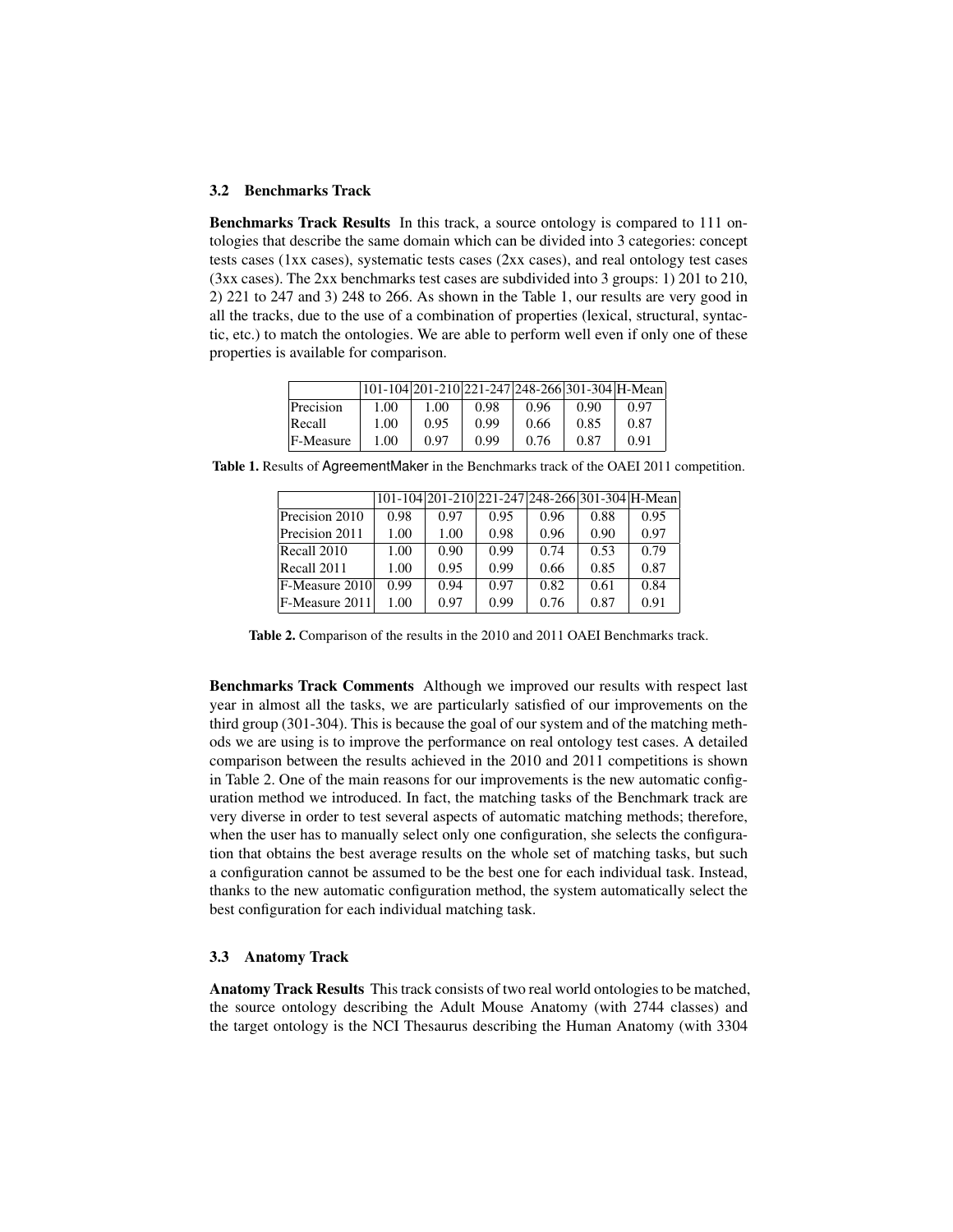### 3.2 Benchmarks Track

**Benchmarks Track Results** In this track, a source ontology is compared to 111 ontologies that describe the same domain which can be divided into 3 categories: concept tests cases (1xx cases), systematic tests cases (2xx cases), and real ontology test cases (3xx cases). The 2xx benchmarks test cases are subdivided into 3 groups: 1) 201 to 210, 2) 221 to 247 and 3) 248 to 266. As shown in the Table 1, our results are very good in all the tracks, due to the use of a combination of properties (lexical, structural, syntactic, etc.) to match the ontologies. We are able to perform well even if only one of these properties is available for comparison.

| | 101-104 | 201-210 | 221-247 | 248-266 | 301-304 | H-Mean |
|---|---|---|---|---|---|---|
| Precision | 1.00 | 1.00 | 0.98 | 0.96 | 0.90 | 0.97 |
| Recall | 1.00 | 0.95 | 0.99 | 0.66 | 0.85 | 0.87 |
| F-Measure | 1.00 | 0.97 | 0.99 | 0.76 | 0.87 | 0.91 |

**Table 1.** Results of AgreementMaker in the Benchmarks track of the OAEI 2011 competition.

| | 101-104 | 201-210 | 221-247 | 248-266 | 301-304 | H-Mean |
|---|---|---|---|---|---|---|
| Precision 2010 | 0.98 | 0.97 | 0.95 | 0.96 | 0.88 | 0.95 |
| Precision 2011 | 1.00 | 1.00 | 0.98 | 0.96 | 0.90 | 0.97 |
| Recall 2010 | 1.00 | 0.90 | 0.99 | 0.74 | 0.53 | 0.79 |
| Recall 2011 | 1.00 | 0.95 | 0.99 | 0.66 | 0.85 | 0.87 |
| F-Measure 2010 | 0.99 | 0.94 | 0.97 | 0.82 | 0.61 | 0.84 |
| F-Measure 2011 | 1.00 | 0.97 | 0.99 | 0.76 | 0.87 | 0.91 |

**Table 2.** Comparison of the results in the 2010 and 2011 OAEI Benchmarks track.

**Benchmarks Track Comments** Although we improved our results with respect last year in almost all the tasks, we are particularly satisfied of our improvements on the third group (301-304). This is because the goal of our system and of the matching methods we are using is to improve the performance on real ontology test cases. A detailed comparison between the results achieved in the 2010 and 2011 competitions is shown in Table 2. One of the main reasons for our improvements is the new automatic configuration method we introduced. In fact, the matching tasks of the Benchmark track are very diverse in order to test several aspects of automatic matching methods; therefore, when the user has to manually select only one configuration, she selects the configuration that obtains the best average results on the whole set of matching tasks, but such a configuration cannot be assumed to be the best one for each individual task. Instead, thanks to the new automatic configuration method, the system automatically select the best configuration for each individual matching task.

### 3.3 Anatomy Track

**Anatomy Track Results** This track consists of two real world ontologies to be matched, the source ontology describing the Adult Mouse Anatomy (with 2744 classes) and the target ontology is the NCI Thesaurus describing the Human Anatomy (with 3304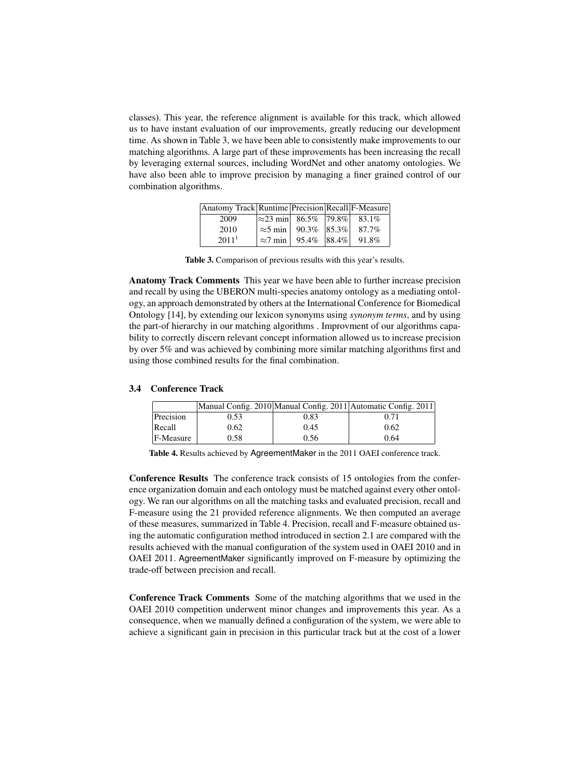classes). This year, the reference alignment is available for this track, which allowed us to have instant evaluation of our improvements, greatly reducing our development time. As shown in Table 3, we have been able to consistently make improvements to our matching algorithms. A large part of these improvements has been increasing the recall by leveraging external sources, including WordNet and other anatomy ontologies. We have also been able to improve precision by managing a finer grained control of our combination algorithms.

| Anatomy Track | Runtime | Precision | Recall | F-Measure |
|---|---|---|---|---|
| 2009 | $\approx$23 min | 86.5% | 79.8% | 83.1% |
| 2010 | $\approx$5 min | 90.3% | 85.3% | 87.7% |
| 2011[1] | $\approx$7 min | 95.4% | 88.4% | 91.8% |

**Table 3.** Comparison of previous results with this year's results.

**Anatomy Track Comments** This year we have been able to further increase precision and recall by using the UBERON multi-species anatomy ontology as a mediating ontology, an approach demonstrated by others at the International Conference for Biomedical Ontology [14], by extending our lexicon synonyms using *synonym terms*, and by using the part-of hierarchy in our matching algorithms . Improvment of our algorithms capability to correctly discern relevant concept information allowed us to increase precision by over 5% and was achieved by combining more similar matching algorithms first and using those combined results for the final combination.

### 3.4 Conference Track

| | Manual Config. 2010 | Manual Config. 2011 | Automatic Config. 2011 |
|---|---|---|---|
| Precision | 0.53 | 0.83 | 0.71 |
| Recall | 0.62 | 0.45 | 0.62 |
| F-Measure | 0.58 | 0.56 | 0.64 |

**Table 4.** Results achieved by AgreementMaker in the 2011 OAEI conference track.

**Conference Results** The conference track consists of 15 ontologies from the conference organization domain and each ontology must be matched against every other ontology. We ran our algorithms on all the matching tasks and evaluated precision, recall and F-measure using the 21 provided reference alignments. We then computed an average of these measures, summarized in Table 4. Precision, recall and F-measure obtained using the automatic configuration method introduced in section 2.1 are compared with the results achieved with the manual configuration of the system used in OAEI 2010 and in OAEI 2011. AgreementMaker significantly improved on F-measure by optimizing the trade-off between precision and recall.

**Conference Track Comments** Some of the matching algorithms that we used in the OAEI 2010 competition underwent minor changes and improvements this year. As a consequence, when we manually defined a configuration of the system, we were able to achieve a significant gain in precision in this particular track but at the cost of a lower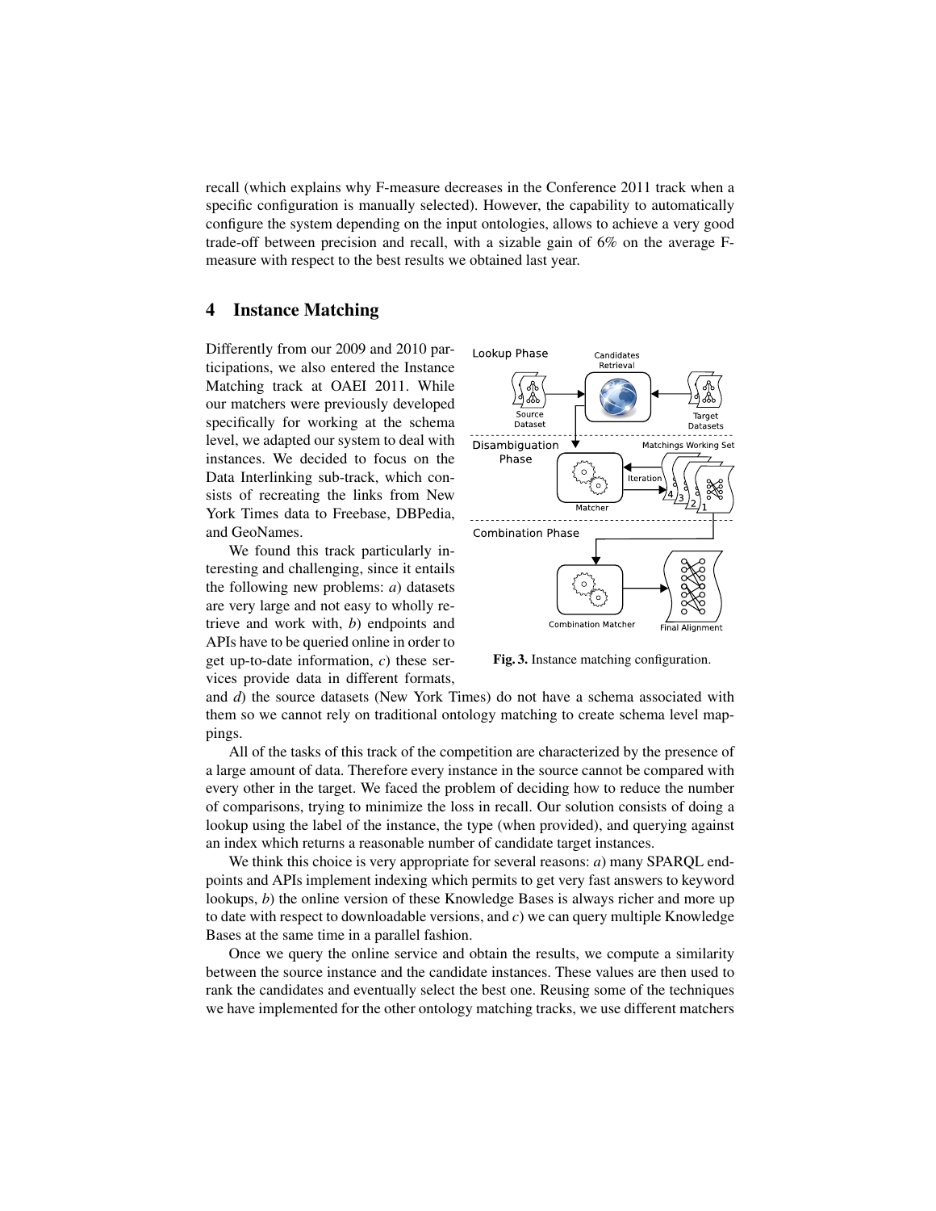recall (which explains why F-measure decreases in the Conference 2011 track when a specific configuration is manually selected). However, the capability to automatically configure the system depending on the input ontologies, allows to achieve a very good trade-off between precision and recall, with a sizable gain of 6% on the average F-measure with respect to the best results we obtained last year.

## 4 Instance Matching

Differently from our 2009 and 2010 participations, we also entered the Instance Matching track at OAEI 2011. While our matchers were previously developed specifically for working at the schema level, we adapted our system to deal with instances. We decided to focus on the Data Interlinking sub-track, which consists of recreating the links from New York Times data to Freebase, DBPedia, and GeoNames.

We found this track particularly interesting and challenging, since it entails the following new problems: *a*) datasets are very large and not easy to wholly retrieve and work with, *b*) endpoints and APIs have to be queried online in order to get up-to-date information, *c*) these services provide data in different formats, and *d*) the source datasets (New York Times) do not have a schema associated with them so we cannot rely on traditional ontology matching to create schema level mappings.

**Fig. 3.** Instance matching configuration.

All of the tasks of this track of the competition are characterized by the presence of a large amount of data. Therefore every instance in the source cannot be compared with every other in the target. We faced the problem of deciding how to reduce the number of comparisons, trying to minimize the loss in recall. Our solution consists of doing a lookup using the label of the instance, the type (when provided), and querying against an index which returns a reasonable number of candidate target instances.

We think this choice is very appropriate for several reasons: *a*) many SPARQL endpoints and APIs implement indexing which permits to get very fast answers to keyword lookups, *b*) the online version of these Knowledge Bases is always richer and more up to date with respect to downloadable versions, and *c*) we can query multiple Knowledge Bases at the same time in a parallel fashion.

Once we query the online service and obtain the results, we compute a similarity between the source instance and the candidate instances. These values are then used to rank the candidates and eventually select the best one. Reusing some of the techniques we have implemented for the other ontology matching tracks, we use different matchers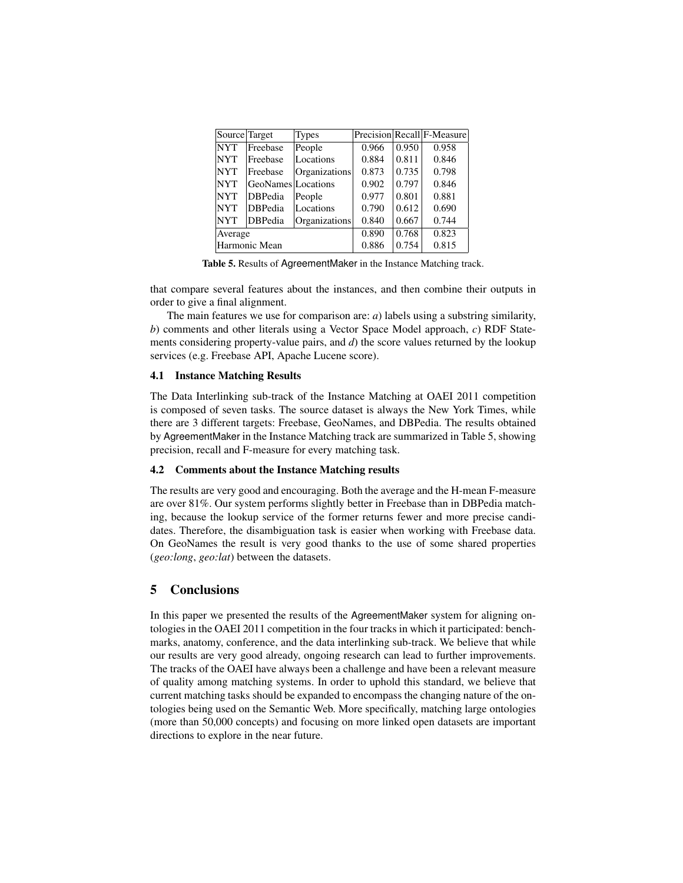| Source | Target | Types | Precision | Recall | F-Measure |
|---|---|---|---|---|---|
| NYT | Freebase | People | 0.966 | 0.950 | 0.958 |
| NYT | Freebase | Locations | 0.884 | 0.811 | 0.846 |
| NYT | Freebase | Organizations | 0.873 | 0.735 | 0.798 |
| NYT | GeoNames | Locations | 0.902 | 0.797 | 0.846 |
| NYT | DBPedia | People | 0.977 | 0.801 | 0.881 |
| NYT | DBPedia | Locations | 0.790 | 0.612 | 0.690 |
| NYT | DBPedia | Organizations | 0.840 | 0.667 | 0.744 |
| Average | | | 0.890 | 0.768 | 0.823 |
| Harmonic Mean | | | 0.886 | 0.754 | 0.815 |

**Table 5.** Results of AgreementMaker in the Instance Matching track.

that compare several features about the instances, and then combine their outputs in order to give a final alignment.

The main features we use for comparison are: *a*) labels using a substring similarity, *b*) comments and other literals using a Vector Space Model approach, *c*) RDF Statements considering property-value pairs, and *d*) the score values returned by the lookup services (e.g. Freebase API, Apache Lucene score).

### 4.1 Instance Matching Results

The Data Interlinking sub-track of the Instance Matching at OAEI 2011 competition is composed of seven tasks. The source dataset is always the New York Times, while there are 3 different targets: Freebase, GeoNames, and DBPedia. The results obtained by AgreementMaker in the Instance Matching track are summarized in Table 5, showing precision, recall and F-measure for every matching task.

### 4.2 Comments about the Instance Matching results

The results are very good and encouraging. Both the average and the H-mean F-measure are over 81%. Our system performs slightly better in Freebase than in DBPedia matching, because the lookup service of the former returns fewer and more precise candidates. Therefore, the disambiguation task is easier when working with Freebase data. On GeoNames the result is very good thanks to the use of some shared properties (*geo:long*, *geo:lat*) between the datasets.

## 5 Conclusions

In this paper we presented the results of the AgreementMaker system for aligning ontologies in the OAEI 2011 competition in the four tracks in which it participated: benchmarks, anatomy, conference, and the data interlinking sub-track. We believe that while our results are very good already, ongoing research can lead to further improvements. The tracks of the OAEI have always been a challenge and have been a relevant measure of quality among matching systems. In order to uphold this standard, we believe that current matching tasks should be expanded to encompass the changing nature of the ontologies being used on the Semantic Web. More specifically, matching large ontologies (more than 50,000 concepts) and focusing on more linked open datasets are important directions to explore in the near future.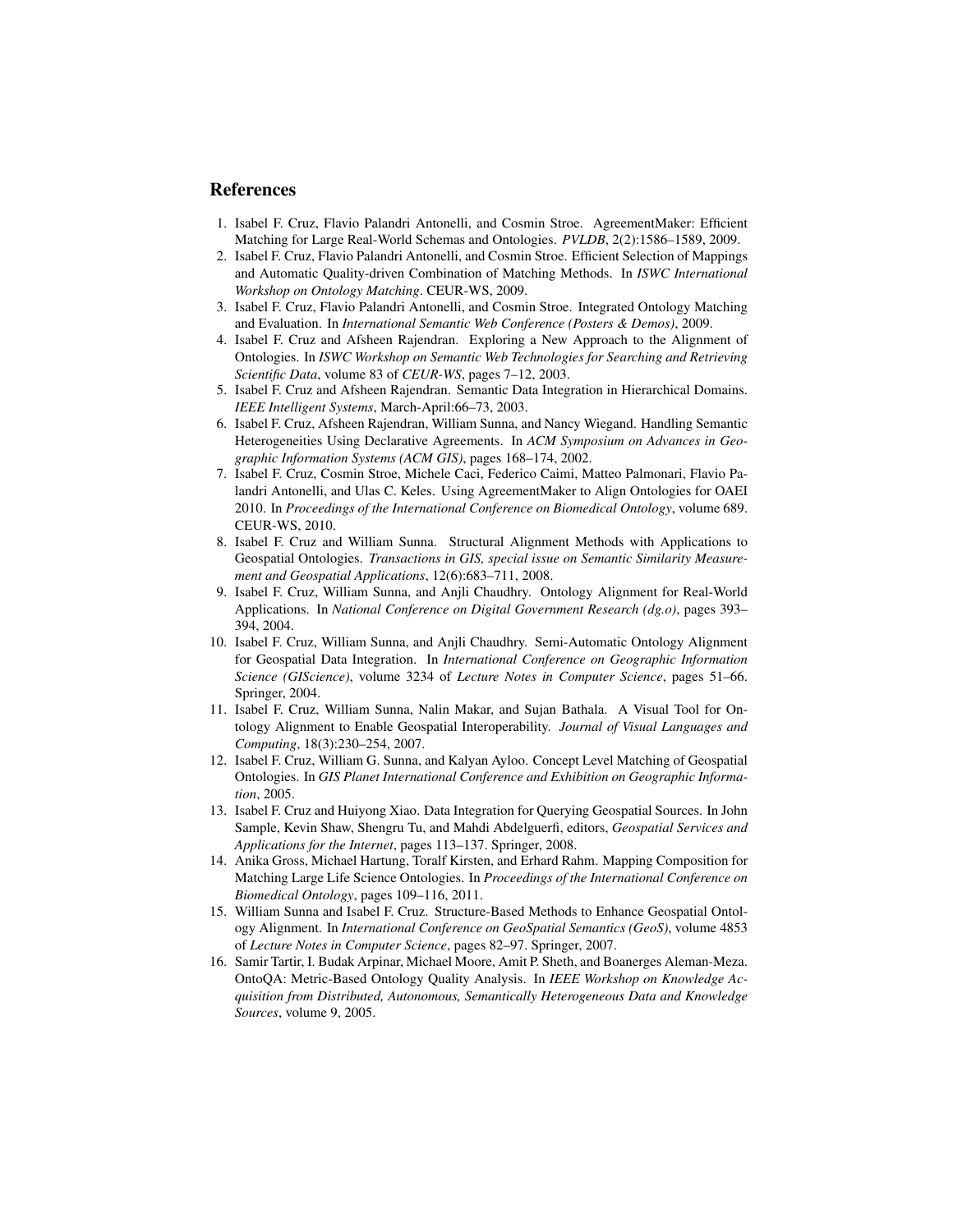## References

1. Isabel F. Cruz, Flavio Palandri Antonelli, and Cosmin Stroe. AgreementMaker: Efficient Matching for Large Real-World Schemas and Ontologies. *PVLDB*, 2(2):1586–1589, 2009.
2. Isabel F. Cruz, Flavio Palandri Antonelli, and Cosmin Stroe. Efficient Selection of Mappings and Automatic Quality-driven Combination of Matching Methods. In *ISWC International Workshop on Ontology Matching*. CEUR-WS, 2009.
3. Isabel F. Cruz, Flavio Palandri Antonelli, and Cosmin Stroe. Integrated Ontology Matching and Evaluation. In *International Semantic Web Conference (Posters & Demos)*, 2009.
4. Isabel F. Cruz and Afsheen Rajendran. Exploring a New Approach to the Alignment of Ontologies. In *ISWC Workshop on Semantic Web Technologies for Searching and Retrieving Scientific Data*, volume 83 of *CEUR-WS*, pages 7–12, 2003.
5. Isabel F. Cruz and Afsheen Rajendran. Semantic Data Integration in Hierarchical Domains. *IEEE Intelligent Systems*, March-April:66–73, 2003.
6. Isabel F. Cruz, Afsheen Rajendran, William Sunna, and Nancy Wiegand. Handling Semantic Heterogeneities Using Declarative Agreements. In *ACM Symposium on Advances in Geographic Information Systems (ACM GIS)*, pages 168–174, 2002.
7. Isabel F. Cruz, Cosmin Stroe, Michele Caci, Federico Caimi, Matteo Palmonari, Flavio Palandri Antonelli, and Ulas C. Keles. Using AgreementMaker to Align Ontologies for OAEI 2010. In *Proceedings of the International Conference on Biomedical Ontology*, volume 689. CEUR-WS, 2010.
8. Isabel F. Cruz and William Sunna. Structural Alignment Methods with Applications to Geospatial Ontologies. *Transactions in GIS, special issue on Semantic Similarity Measurement and Geospatial Applications*, 12(6):683–711, 2008.
9. Isabel F. Cruz, William Sunna, and Anjli Chaudhry. Ontology Alignment for Real-World Applications. In *National Conference on Digital Government Research (dg.o)*, pages 393–394, 2004.
10. Isabel F. Cruz, William Sunna, and Anjli Chaudhry. Semi-Automatic Ontology Alignment for Geospatial Data Integration. In *International Conference on Geographic Information Science (GIScience)*, volume 3234 of *Lecture Notes in Computer Science*, pages 51–66. Springer, 2004.
11. Isabel F. Cruz, William Sunna, Nalin Makar, and Sujan Bathala. A Visual Tool for Ontology Alignment to Enable Geospatial Interoperability. *Journal of Visual Languages and Computing*, 18(3):230–254, 2007.
12. Isabel F. Cruz, William G. Sunna, and Kalyan Ayloo. Concept Level Matching of Geospatial Ontologies. In *GIS Planet International Conference and Exhibition on Geographic Information*, 2005.
13. Isabel F. Cruz and Huiyong Xiao. Data Integration for Querying Geospatial Sources. In John Sample, Kevin Shaw, Shengru Tu, and Mahdi Abdelguerfi, editors, *Geospatial Services and Applications for the Internet*, pages 113–137. Springer, 2008.
14. Anika Gross, Michael Hartung, Toralf Kirsten, and Erhard Rahm. Mapping Composition for Matching Large Life Science Ontologies. In *Proceedings of the International Conference on Biomedical Ontology*, pages 109–116, 2011.
15. William Sunna and Isabel F. Cruz. Structure-Based Methods to Enhance Geospatial Ontology Alignment. In *International Conference on GeoSpatial Semantics (GeoS)*, volume 4853 of *Lecture Notes in Computer Science*, pages 82–97. Springer, 2007.
16. Samir Tartir, I. Budak Arpinar, Michael Moore, Amit P. Sheth, and Boanerges Aleman-Meza. OntoQA: Metric-Based Ontology Quality Analysis. In *IEEE Workshop on Knowledge Acquisition from Distributed, Autonomous, Semantically Heterogeneous Data and Knowledge Sources*, volume 9, 2005.